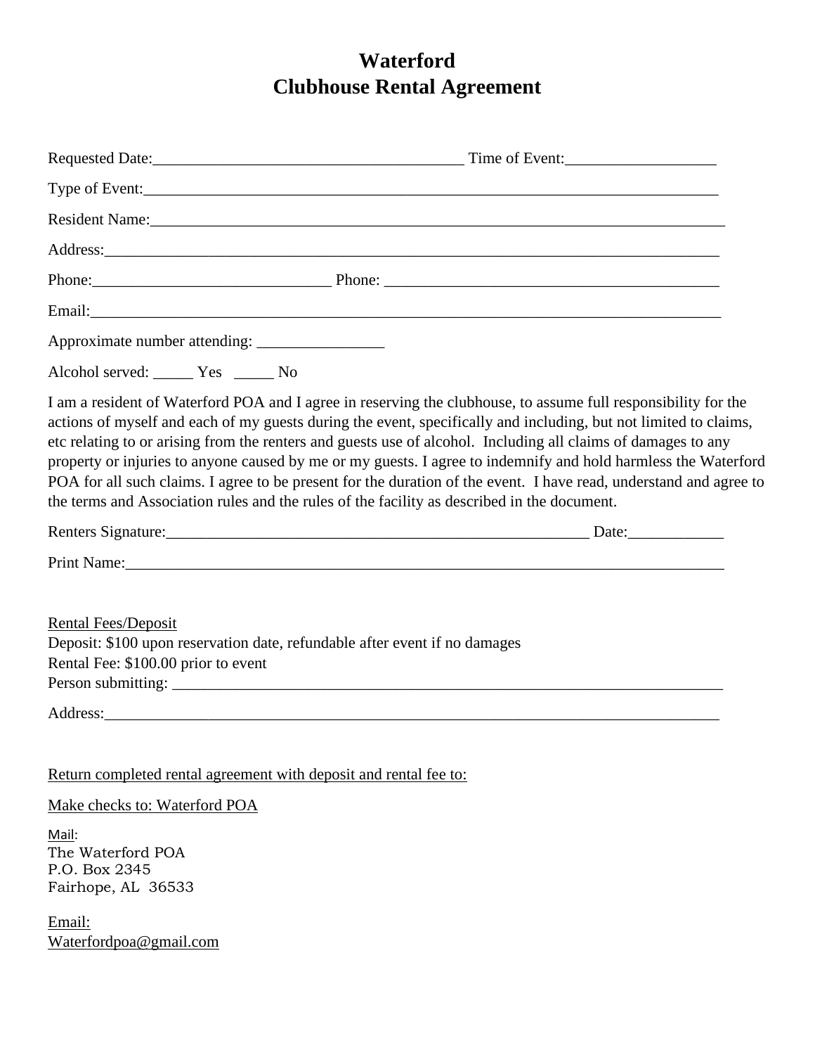# Waterford
# Clubhouse Rental Agreement

Requested Date:_______________________________________ Time of Event:__________________

Type of Event:__________________________________________________________________________

Resident Name:__________________________________________________________________________

Address:________________________________________________________________________________

Phone:______________________________ Phone: ____________________________________________

Email:__________________________________________________________________________________

Approximate number attending: ________________

Alcohol served: _____ Yes _____ No

I am a resident of Waterford POA and I agree in reserving the clubhouse, to assume full responsibility for the actions of myself and each of my guests during the event, specifically and including, but not limited to claims, etc relating to or arising from the renters and guests use of alcohol. Including all claims of damages to any property or injuries to anyone caused by me or my guests. I agree to indemnify and hold harmless the Waterford POA for all such claims. I agree to be present for the duration of the event. I have read, understand and agree to the terms and Association rules and the rules of the facility as described in the document.

Renters Signature:________________________________________________________ Date:____________

Print Name:_____________________________________________________________________________

<u>Rental Fees/Deposit</u>
Deposit: $100 upon reservation date, refundable after event if no damages
Rental Fee: $100.00 prior to event
Person submitting: ____________________________________________________________________

Address:________________________________________________________________________________

<u>Return completed rental agreement with deposit and rental fee to:</u>

<u>Make checks to: Waterford POA</u>

<u>Mail</u>:
The Waterford POA
P.O. Box 2345
Fairhope, AL 36533

<u>Email:</u>
<u>Waterfordpoa@gmail.com</u>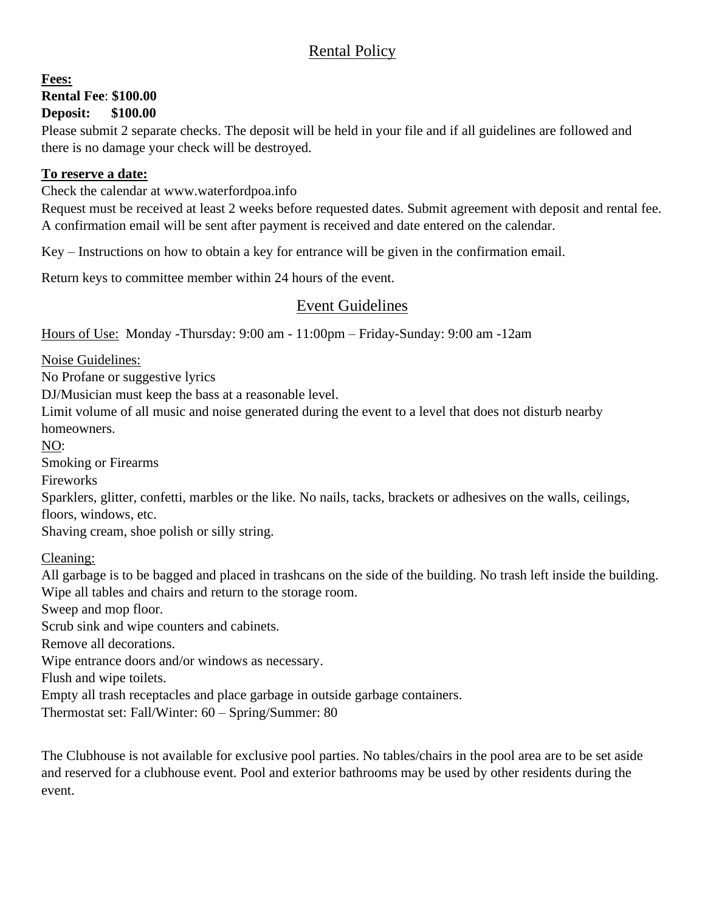# Rental Policy

**Fees:**
**Rental Fee**: **$100.00**
**Deposit: $100.00**

Please submit 2 separate checks. The deposit will be held in your file and if all guidelines are followed and there is no damage your check will be destroyed.

**To reserve a date:**

Check the calendar at www.waterfordpoa.info

Request must be received at least 2 weeks before requested dates. Submit agreement with deposit and rental fee. A confirmation email will be sent after payment is received and date entered on the calendar.

Key – Instructions on how to obtain a key for entrance will be given in the confirmation email.

Return keys to committee member within 24 hours of the event.

# Event Guidelines

Hours of Use: Monday -Thursday: 9:00 am - 11:00pm – Friday-Sunday: 9:00 am -12am

Noise Guidelines:
No Profane or suggestive lyrics
DJ/Musician must keep the bass at a reasonable level.
Limit volume of all music and noise generated during the event to a level that does not disturb nearby homeowners.

NO:
Smoking or Firearms
Fireworks
Sparklers, glitter, confetti, marbles or the like. No nails, tacks, brackets or adhesives on the walls, ceilings, floors, windows, etc.
Shaving cream, shoe polish or silly string.

Cleaning:
All garbage is to be bagged and placed in trashcans on the side of the building. No trash left inside the building.
Wipe all tables and chairs and return to the storage room.
Sweep and mop floor.
Scrub sink and wipe counters and cabinets.
Remove all decorations.
Wipe entrance doors and/or windows as necessary.
Flush and wipe toilets.
Empty all trash receptacles and place garbage in outside garbage containers.
Thermostat set: Fall/Winter: 60 – Spring/Summer: 80

The Clubhouse is not available for exclusive pool parties. No tables/chairs in the pool area are to be set aside and reserved for a clubhouse event. Pool and exterior bathrooms may be used by other residents during the event.